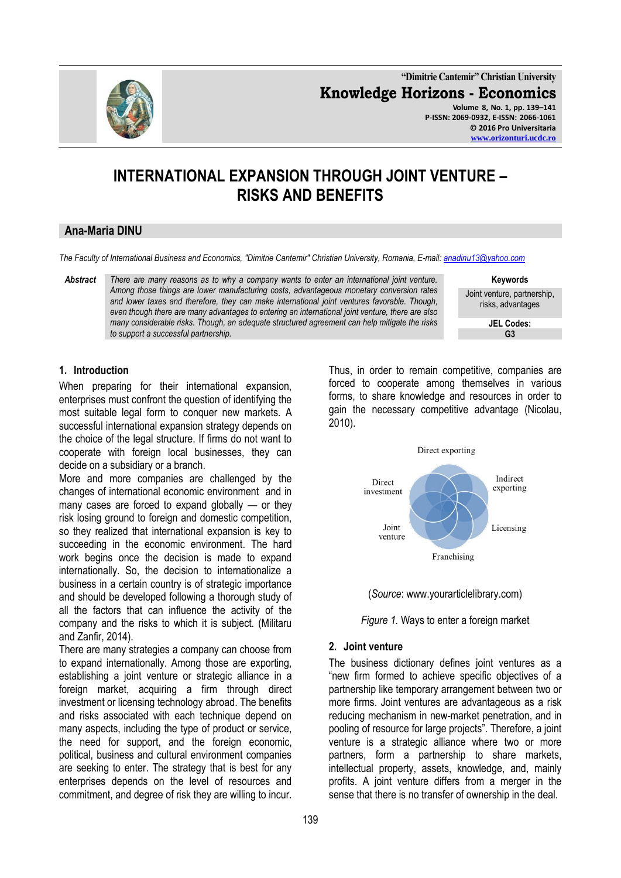# INTERNATIONAL EXPANSION THROUGH JOINT VENTURE – RISKS AND BENEFITS

## Ana-Maria DINU

*The Faculty of International Business and Economics, "Dimitrie Cantemir" Christian University, Romania, E-mail: anadinu13@yahoo.com*

**Abstract** *There are many reasons as to why a company wants to enter an international joint venture. Among those things are lower manufacturing costs, advantageous monetary conversion rates and lower taxes and therefore, they can make international joint ventures favorable. Though, even though there are many advantages to entering an international joint venture, there are also many considerable risks. Though, an adequate structured agreement can help mitigate the risks to support a successful partnership.*

**Keywords**
Joint venture, partnership, risks, advantages

**JEL Codes:**
G3

### 1. Introduction

When preparing for their international expansion, enterprises must confront the question of identifying the most suitable legal form to conquer new markets. A successful international expansion strategy depends on the choice of the legal structure. If firms do not want to cooperate with foreign local businesses, they can decide on a subsidiary or a branch.

More and more companies are challenged by the changes of international economic environment and in many cases are forced to expand globally — or they risk losing ground to foreign and domestic competition, so they realized that international expansion is key to succeeding in the economic environment. The hard work begins once the decision is made to expand internationally. So, the decision to internationalize a business in a certain country is of strategic importance and should be developed following a thorough study of all the factors that can influence the activity of the company and the risks to which it is subject. (Militaru and Zanfir, 2014).

There are many strategies a company can choose from to expand internationally. Among those are exporting, establishing a joint venture or strategic alliance in a foreign market, acquiring a firm through direct investment or licensing technology abroad. The benefits and risks associated with each technique depend on many aspects, including the type of product or service, the need for support, and the foreign economic, political, business and cultural environment companies are seeking to enter. The strategy that is best for any enterprises depends on the level of resources and commitment, and degree of risk they are willing to incur.

Thus, in order to remain competitive, companies are forced to cooperate among themselves in various forms, to share knowledge and resources in order to gain the necessary competitive advantage (Nicolau, 2010).

Direct exporting
Indirect exporting
Licensing
Franchising
Joint venture
Direct investment

(*Source*: www.yourarticlelibrary.com)

*Figure 1.* Ways to enter a foreign market

### 2. Joint venture

The business dictionary defines joint ventures as a "new firm formed to achieve specific objectives of a partnership like temporary arrangement between two or more firms. Joint ventures are advantageous as a risk reducing mechanism in new-market penetration, and in pooling of resource for large projects". Therefore, a joint venture is a strategic alliance where two or more partners, form a partnership to share markets, intellectual property, assets, knowledge, and, mainly profits. A joint venture differs from a merger in the sense that there is no transfer of ownership in the deal.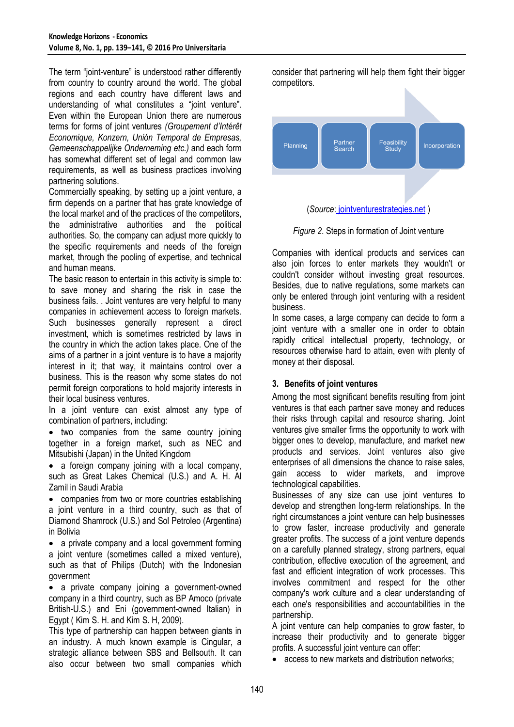The term "joint-venture" is understood rather differently from country to country around the world. The global regions and each country have different laws and understanding of what constitutes a "joint venture". Even within the European Union there are numerous terms for forms of joint ventures *(Groupement d'Intérêt Economique, Konzern, Unión Temporal de Empresas, Gemeenschappelijke Onderneming etc.)* and each form has somewhat different set of legal and common law requirements, as well as business practices involving partnering solutions.

Commercially speaking, by setting up a joint venture, a firm depends on a partner that has grate knowledge of the local market and of the practices of the competitors, the administrative authorities and the political authorities. So, the company can adjust more quickly to the specific requirements and needs of the foreign market, through the pooling of expertise, and technical and human means.

The basic reason to entertain in this activity is simple to: to save money and sharing the risk in case the business fails. . Joint ventures are very helpful to many companies in achievement access to foreign markets. Such businesses generally represent a direct investment, which is sometimes restricted by laws in the country in which the action takes place. One of the aims of a partner in a joint venture is to have a majority interest in it; that way, it maintains control over a business. This is the reason why some states do not permit foreign corporations to hold majority interests in their local business ventures.

In a joint venture can exist almost any type of combination of partners, including:

- two companies from the same country joining together in a foreign market, such as NEC and Mitsubishi (Japan) in the United Kingdom
- a foreign company joining with a local company, such as Great Lakes Chemical (U.S.) and A. H. Al Zamil in Saudi Arabia
- companies from two or more countries establishing a joint venture in a third country, such as that of Diamond Shamrock (U.S.) and Sol Petroleo (Argentina) in Bolivia
- a private company and a local government forming a joint venture (sometimes called a mixed venture), such as that of Philips (Dutch) with the Indonesian government
- a private company joining a government-owned company in a third country, such as BP Amoco (private British-U.S.) and Eni (government-owned Italian) in Egypt ( Kim S. H. and Kim S. H, 2009).

This type of partnership can happen between giants in an industry. A much known example is Cingular, a strategic alliance between SBS and Bellsouth. It can also occur between two small companies which consider that partnering will help them fight their bigger competitors.

Planning → Partner Search → Feasibility Study → Incorporation

(*Source*: jointventurestrategies.net )

*Figure 2.* Steps in formation of Joint venture

Companies with identical products and services can also join forces to enter markets they wouldn't or couldn't consider without investing great resources. Besides, due to native regulations, some markets can only be entered through joint venturing with a resident business.

In some cases, a large company can decide to form a joint venture with a smaller one in order to obtain rapidly critical intellectual property, technology, or resources otherwise hard to attain, even with plenty of money at their disposal.

## 3. Benefits of joint ventures

Among the most significant benefits resulting from joint ventures is that each partner save money and reduces their risks through capital and resource sharing. Joint ventures give smaller firms the opportunity to work with bigger ones to develop, manufacture, and market new products and services. Joint ventures also give enterprises of all dimensions the chance to raise sales, gain access to wider markets, and improve technological capabilities.

Businesses of any size can use joint ventures to develop and strengthen long-term relationships. In the right circumstances a joint venture can help businesses to grow faster, increase productivity and generate greater profits. The success of a joint venture depends on a carefully planned strategy, strong partners, equal contribution, effective execution of the agreement, and fast and efficient integration of work processes. This involves commitment and respect for the other company's work culture and a clear understanding of each one's responsibilities and accountabilities in the partnership.

A joint venture can help companies to grow faster, to increase their productivity and to generate bigger profits. A successful joint venture can offer:

- access to new markets and distribution networks;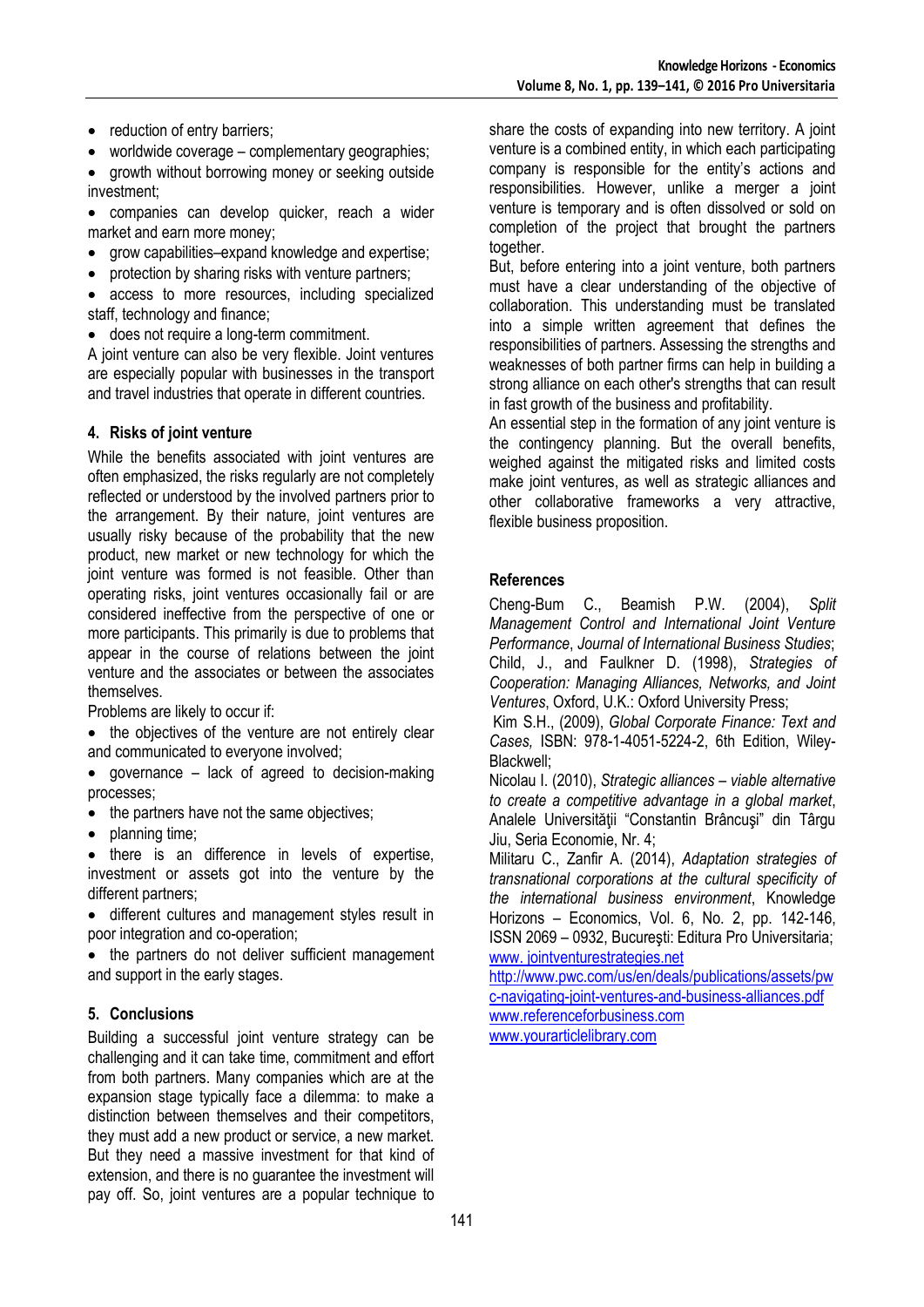- reduction of entry barriers;
- worldwide coverage – complementary geographies;
- growth without borrowing money or seeking outside investment;
- companies can develop quicker, reach a wider market and earn more money;
- grow capabilities–expand knowledge and expertise;
- protection by sharing risks with venture partners;
- access to more resources, including specialized staff, technology and finance;
- does not require a long-term commitment.

A joint venture can also be very flexible. Joint ventures are especially popular with businesses in the transport and travel industries that operate in different countries.

## 4. Risks of joint venture

While the benefits associated with joint ventures are often emphasized, the risks regularly are not completely reflected or understood by the involved partners prior to the arrangement. By their nature, joint ventures are usually risky because of the probability that the new product, new market or new technology for which the joint venture was formed is not feasible. Other than operating risks, joint ventures occasionally fail or are considered ineffective from the perspective of one or more participants. This primarily is due to problems that appear in the course of relations between the joint venture and the associates or between the associates themselves.

Problems are likely to occur if:

- the objectives of the venture are not entirely clear and communicated to everyone involved;
- governance – lack of agreed to decision-making processes;
- the partners have not the same objectives;
- planning time;
- there is an difference in levels of expertise, investment or assets got into the venture by the different partners;
- different cultures and management styles result in poor integration and co-operation;
- the partners do not deliver sufficient management and support in the early stages.

## 5. Conclusions

Building a successful joint venture strategy can be challenging and it can take time, commitment and effort from both partners. Many companies which are at the expansion stage typically face a dilemma: to make a distinction between themselves and their competitors, they must add a new product or service, a new market. But they need a massive investment for that kind of extension, and there is no guarantee the investment will pay off. So, joint ventures are a popular technique to share the costs of expanding into new territory. A joint venture is a combined entity, in which each participating company is responsible for the entity's actions and responsibilities. However, unlike a merger a joint venture is temporary and is often dissolved or sold on completion of the project that brought the partners together.

But, before entering into a joint venture, both partners must have a clear understanding of the objective of collaboration. This understanding must be translated into a simple written agreement that defines the responsibilities of partners. Assessing the strengths and weaknesses of both partner firms can help in building a strong alliance on each other's strengths that can result in fast growth of the business and profitability.

An essential step in the formation of any joint venture is the contingency planning. But the overall benefits, weighed against the mitigated risks and limited costs make joint ventures, as well as strategic alliances and other collaborative frameworks a very attractive, flexible business proposition.

## References

Cheng-Bum C., Beamish P.W. (2004), *Split Management Control and International Joint Venture Performance*, *Journal of International Business Studies*;

Child, J., and Faulkner D. (1998), *Strategies of Cooperation: Managing Alliances, Networks, and Joint Ventures*, Oxford, U.K.: Oxford University Press;

Kim S.H., (2009), *Global Corporate Finance: Text and Cases,* ISBN: 978-1-4051-5224-2, 6th Edition, Wiley-Blackwell;

Nicolau I. (2010), *Strategic alliances – viable alternative to create a competitive advantage in a global market*, Analele Universităţii "Constantin Brâncuşi" din Târgu Jiu, Seria Economie, Nr. 4;

Militaru C., Zanfir A. (2014), *Adaptation strategies of transnational corporations at the cultural specificity of the international business environment*, Knowledge Horizons – Economics, Vol. 6, No. 2, pp. 142-146, ISSN 2069 – 0932, Bucureşti: Editura Pro Universitaria;

www. jointventurestrategies.net

http://www.pwc.com/us/en/deals/publications/assets/pwc-navigating-joint-ventures-and-business-alliances.pdf

www.referenceforbusiness.com

www.yourarticlelibrary.com